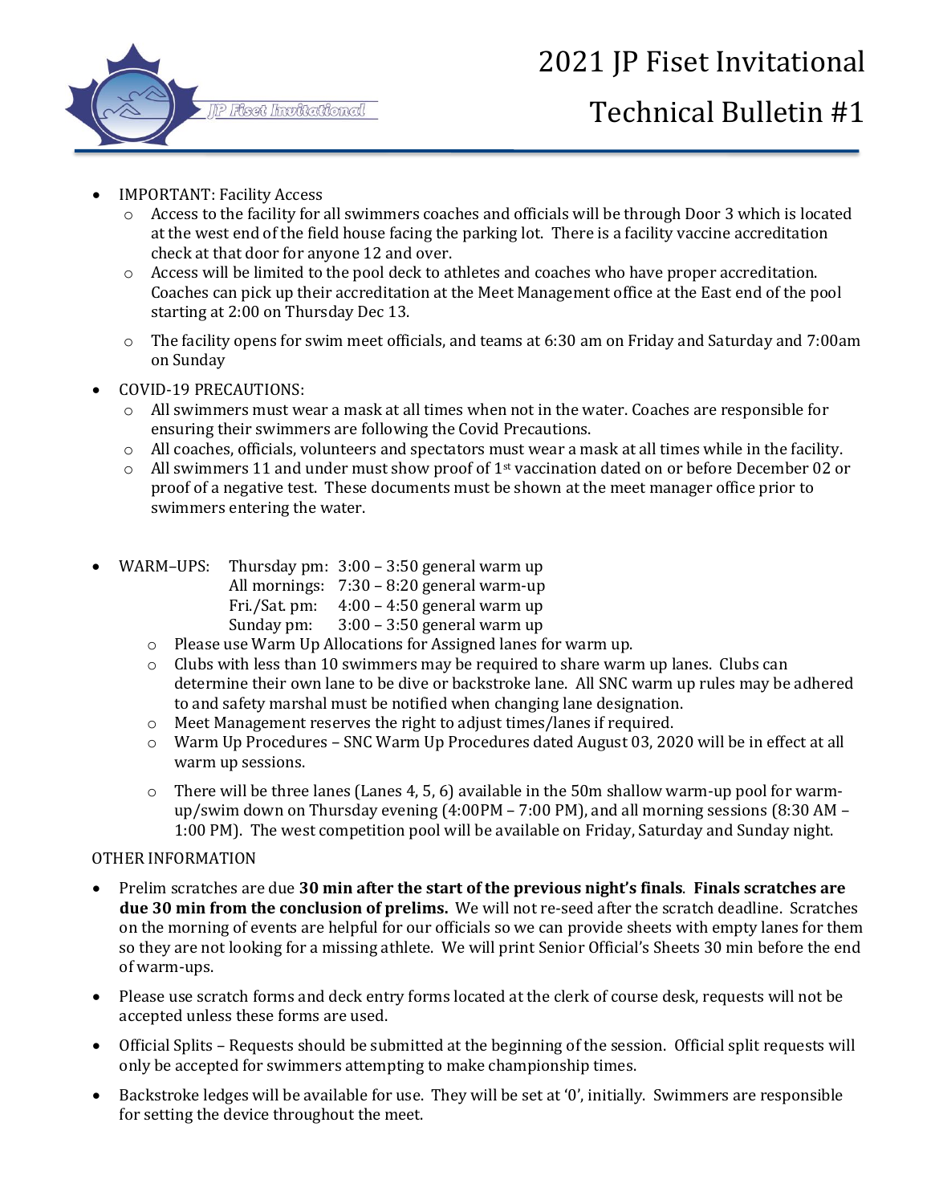# 2021 JP Fiset Invitational

## Technical Bulletin #1

- IMPORTANT: Facility Access
  - Access to the facility for all swimmers coaches and officials will be through Door 3 which is located at the west end of the field house facing the parking lot. There is a facility vaccine accreditation check at that door for anyone 12 and over.
  - Access will be limited to the pool deck to athletes and coaches who have proper accreditation. Coaches can pick up their accreditation at the Meet Management office at the East end of the pool starting at 2:00 on Thursday Dec 13.
  - The facility opens for swim meet officials, and teams at 6:30 am on Friday and Saturday and 7:00am on Sunday
- COVID-19 PRECAUTIONS:
  - All swimmers must wear a mask at all times when not in the water. Coaches are responsible for ensuring their swimmers are following the Covid Precautions.
  - All coaches, officials, volunteers and spectators must wear a mask at all times while in the facility.
  - All swimmers 11 and under must show proof of 1st vaccination dated on or before December 02 or proof of a negative test. These documents must be shown at the meet manager office prior to swimmers entering the water.
- WARM–UPS:
  - Thursday pm: 3:00 – 3:50 general warm up
  - All mornings: 7:30 – 8:20 general warm-up
  - Fri./Sat. pm: 4:00 – 4:50 general warm up
  - Sunday pm: 3:00 – 3:50 general warm up
  - Please use Warm Up Allocations for Assigned lanes for warm up.
  - Clubs with less than 10 swimmers may be required to share warm up lanes. Clubs can determine their own lane to be dive or backstroke lane. All SNC warm up rules may be adhered to and safety marshal must be notified when changing lane designation.
  - Meet Management reserves the right to adjust times/lanes if required.
  - Warm Up Procedures – SNC Warm Up Procedures dated August 03, 2020 will be in effect at all warm up sessions.
  - There will be three lanes (Lanes 4, 5, 6) available in the 50m shallow warm-up pool for warm-up/swim down on Thursday evening (4:00PM – 7:00 PM), and all morning sessions (8:30 AM – 1:00 PM). The west competition pool will be available on Friday, Saturday and Sunday night.

OTHER INFORMATION

- Prelim scratches are due **30 min after the start of the previous night's finals**. **Finals scratches are due 30 min from the conclusion of prelims.** We will not re-seed after the scratch deadline. Scratches on the morning of events are helpful for our officials so we can provide sheets with empty lanes for them so they are not looking for a missing athlete. We will print Senior Official's Sheets 30 min before the end of warm-ups.
- Please use scratch forms and deck entry forms located at the clerk of course desk, requests will not be accepted unless these forms are used.
- Official Splits – Requests should be submitted at the beginning of the session. Official split requests will only be accepted for swimmers attempting to make championship times.
- Backstroke ledges will be available for use. They will be set at '0', initially. Swimmers are responsible for setting the device throughout the meet.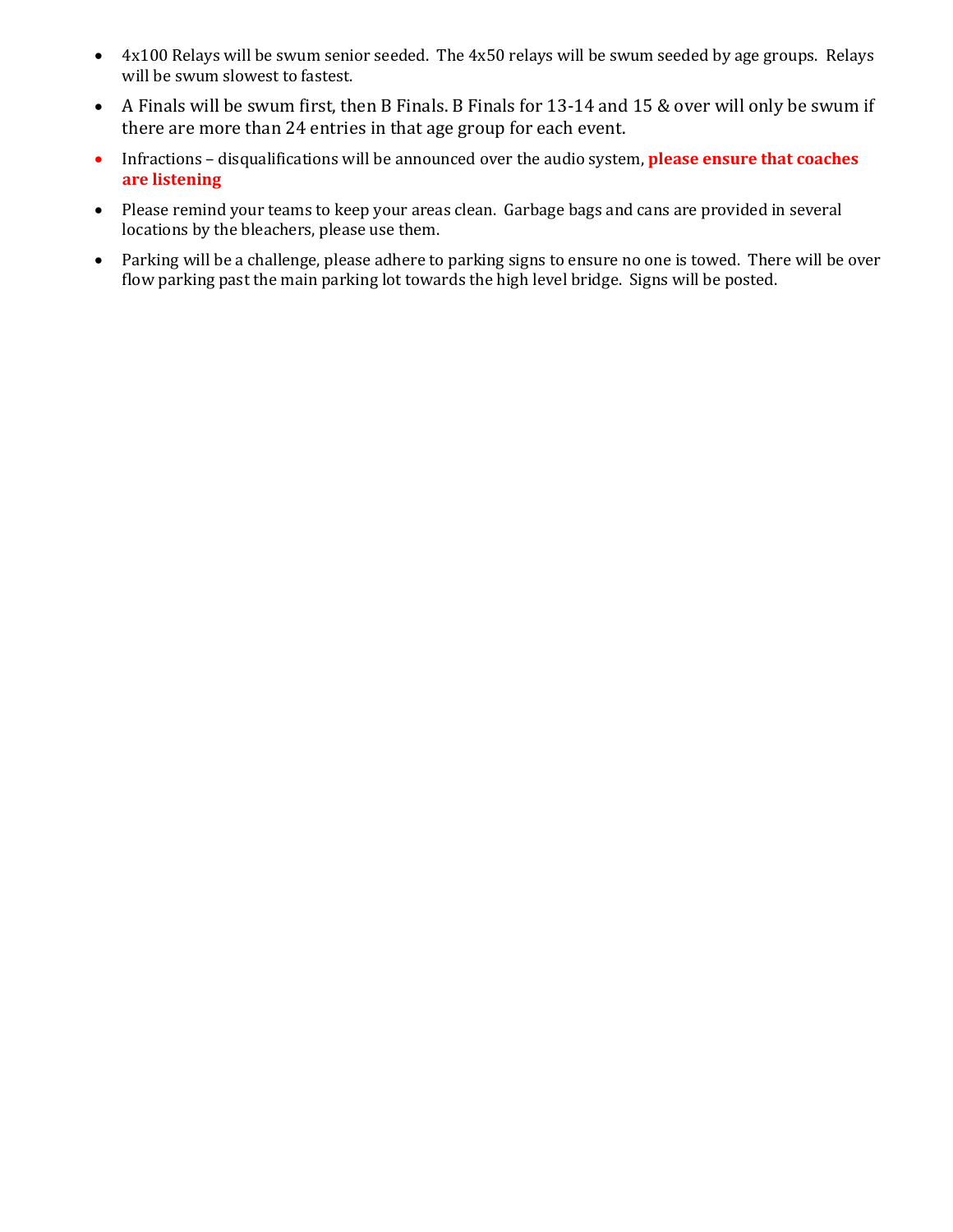- 4x100 Relays will be swum senior seeded. The 4x50 relays will be swum seeded by age groups. Relays will be swum slowest to fastest.
- A Finals will be swum first, then B Finals. B Finals for 13-14 and 15 & over will only be swum if there are more than 24 entries in that age group for each event.
- Infractions – disqualifications will be announced over the audio system, **please ensure that coaches are listening**
- Please remind your teams to keep your areas clean. Garbage bags and cans are provided in several locations by the bleachers, please use them.
- Parking will be a challenge, please adhere to parking signs to ensure no one is towed. There will be over flow parking past the main parking lot towards the high level bridge. Signs will be posted.